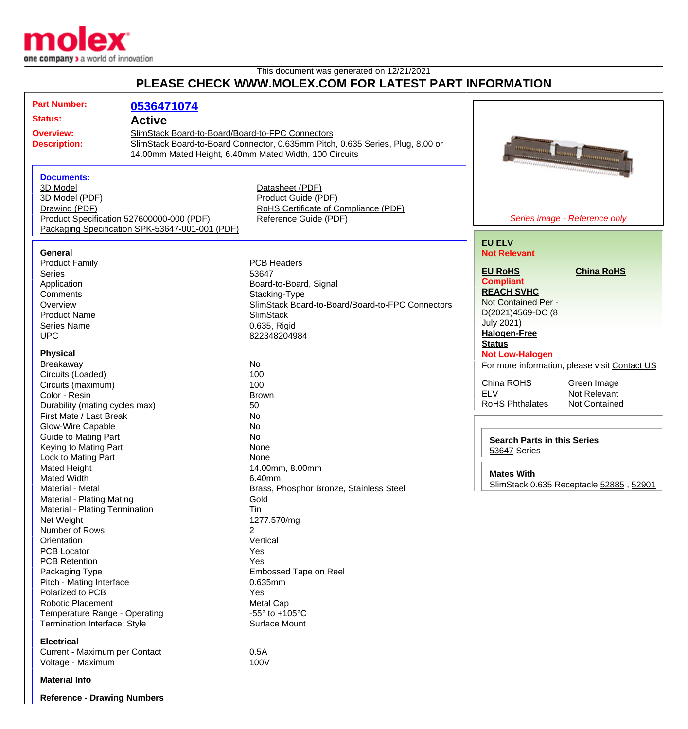This document was generated on 12/21/2021

# PLEASE CHECK WWW.MOLEX.COM FOR LATEST PART INFORMATION

**Part Number:** 0536471074

**Status:** Active

**Overview:** SlimStack Board-to-Board/Board-to-FPC Connectors

**Description:** SlimStack Board-to-Board Connector, 0.635mm Pitch, 0.635 Series, Plug, 8.00 or 14.00mm Mated Height, 6.40mm Mated Width, 100 Circuits

### Documents:

- 3D Model
- 3D Model (PDF)
- Drawing (PDF)
- Product Specification 527600000-000 (PDF)
- Packaging Specification SPK-53647-001-001 (PDF)
- Datasheet (PDF)
- Product Guide (PDF)
- RoHS Certificate of Compliance (PDF)
- Reference Guide (PDF)

*Series image - Reference only*

**EU ELV**
**Not Relevant**

**EU RoHS**
**Compliant**

**China RoHS**

**REACH SVHC**
Not Contained Per - D(2021)4569-DC (8 July 2021)

**Halogen-Free Status**
**Not Low-Halogen**

For more information, please visit Contact US

| | |
|---|---|
| China ROHS | Green Image |
| ELV | Not Relevant |
| RoHS Phthalates | Not Contained |

**Search Parts in this Series**
53647 Series

**Mates With**
SlimStack 0.635 Receptacle 52885 , 52901

### General

| | |
|---|---|
| Product Family | PCB Headers |
| Series | 53647 |
| Application | Board-to-Board, Signal |
| Comments | Stacking-Type |
| Overview | SlimStack Board-to-Board/Board-to-FPC Connectors |
| Product Name | SlimStack |
| Series Name | 0.635, Rigid |
| UPC | 822348204984 |

### Physical

| | |
|---|---|
| Breakaway | No |
| Circuits (Loaded) | 100 |
| Circuits (maximum) | 100 |
| Color - Resin | Brown |
| Durability (mating cycles max) | 50 |
| First Mate / Last Break | No |
| Glow-Wire Capable | No |
| Guide to Mating Part | No |
| Keying to Mating Part | None |
| Lock to Mating Part | None |
| Mated Height | 14.00mm, 8.00mm |
| Mated Width | 6.40mm |
| Material - Metal | Brass, Phosphor Bronze, Stainless Steel |
| Material - Plating Mating | Gold |
| Material - Plating Termination | Tin |
| Net Weight | 1277.570/mg |
| Number of Rows | 2 |
| Orientation | Vertical |
| PCB Locator | Yes |
| PCB Retention | Yes |
| Packaging Type | Embossed Tape on Reel |
| Pitch - Mating Interface | 0.635mm |
| Polarized to PCB | Yes |
| Robotic Placement | Metal Cap |
| Temperature Range - Operating | -55° to +105°C |
| Termination Interface: Style | Surface Mount |

### Electrical

| | |
|---|---|
| Current - Maximum per Contact | 0.5A |
| Voltage - Maximum | 100V |

### Material Info

### Reference - Drawing Numbers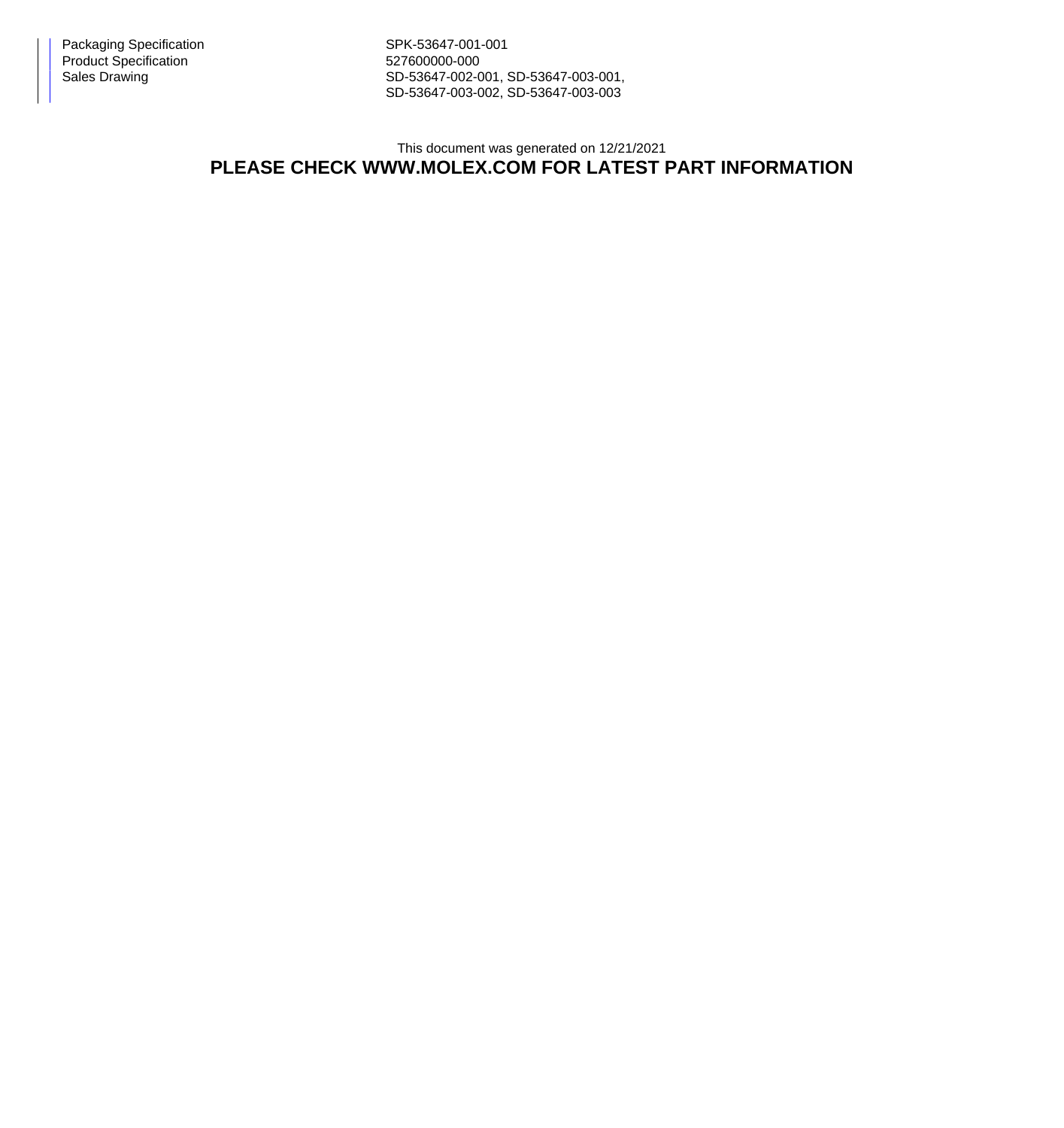| | |
|---|---|
| Packaging Specification | SPK-53647-001-001 |
| Product Specification | 527600000-000 |
| Sales Drawing | SD-53647-002-001, SD-53647-003-001, SD-53647-003-002, SD-53647-003-003 |

This document was generated on 12/21/2021

**PLEASE CHECK WWW.MOLEX.COM FOR LATEST PART INFORMATION**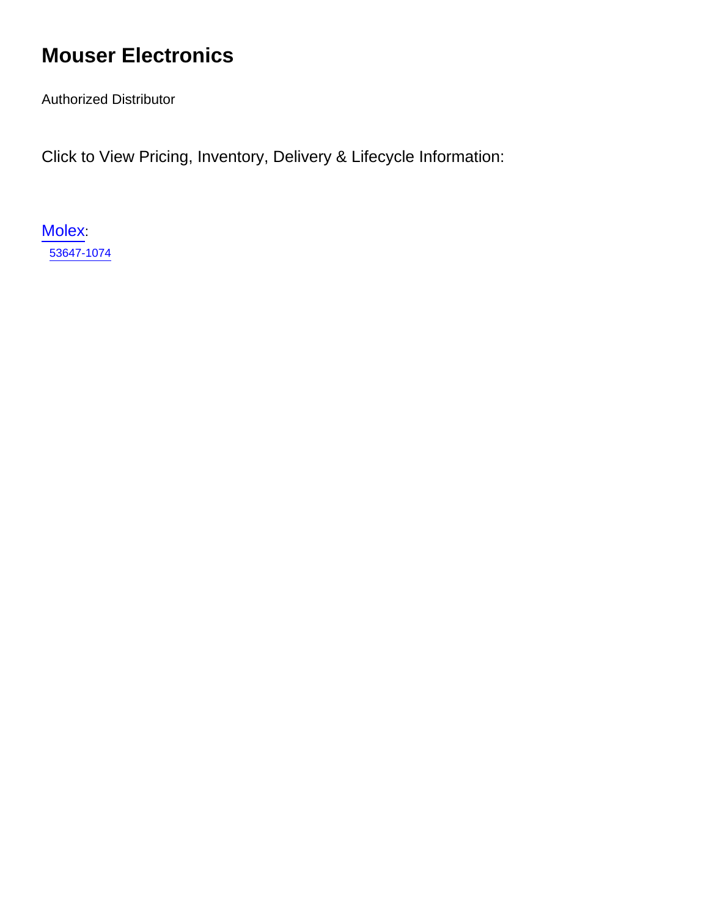# Mouser Electronics

Authorized Distributor

Click to View Pricing, Inventory, Delivery & Lifecycle Information:

Molex:

53647-1074